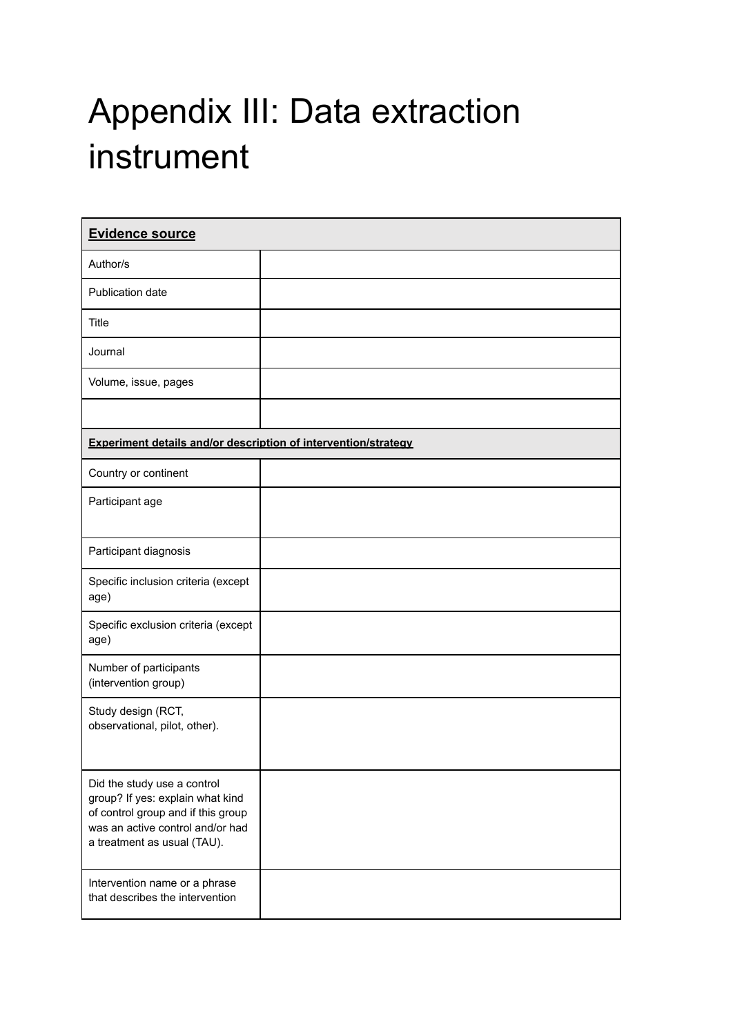# Appendix III: Data extraction instrument

| **Evidence source** | |
|---|---|
| Author/s | |
| Publication date | |
| Title | |
| Journal | |
| Volume, issue, pages | |
| | |
| **Experiment details and/or description of intervention/strategy** | |
| Country or continent | |
| Participant age | |
| Participant diagnosis | |
| Specific inclusion criteria (except age) | |
| Specific exclusion criteria (except age) | |
| Number of participants (intervention group) | |
| Study design (RCT, observational, pilot, other). | |
| Did the study use a control group? If yes: explain what kind of control group and if this group was an active control and/or had a treatment as usual (TAU). | |
| Intervention name or a phrase that describes the intervention | |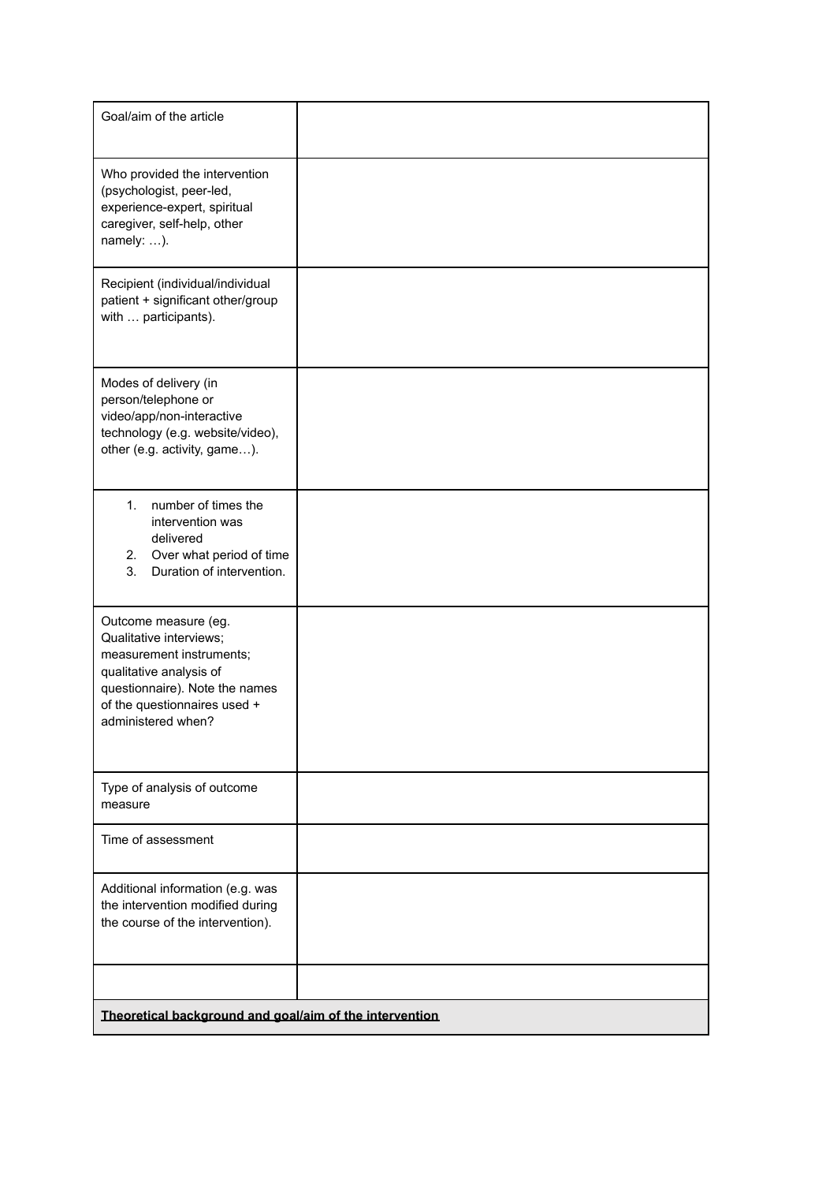| | |
|---|---|
| Goal/aim of the article | |
| Who provided the intervention (psychologist, peer-led, experience-expert, spiritual caregiver, self-help, other namely: …). | |
| Recipient (individual/individual patient + significant other/group with … participants). | |
| Modes of delivery (in person/telephone or video/app/non-interactive technology (e.g. website/video), other (e.g. activity, game…). | |
| 1. number of times the intervention was delivered<br>2. Over what period of time<br>3. Duration of intervention. | |
| Outcome measure (eg. Qualitative interviews; measurement instruments; qualitative analysis of questionnaire). Note the names of the questionnaires used + administered when? | |
| Type of analysis of outcome measure | |
| Time of assessment | |
| Additional information (e.g. was the intervention modified during the course of the intervention). | |
| | |
| **Theoretical background and goal/aim of the intervention** | |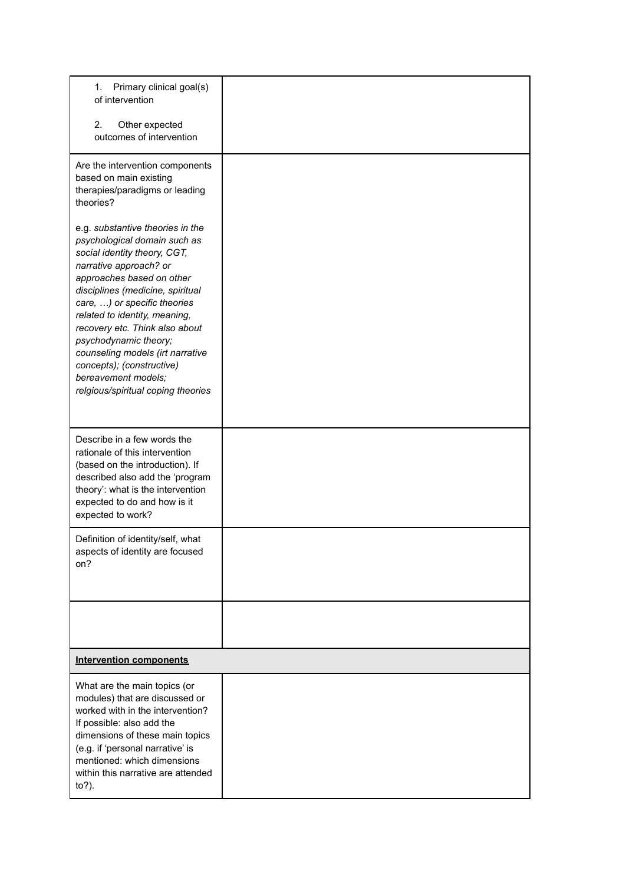| | |
|---|---|
| 1. Primary clinical goal(s) of intervention<br><br>2. Other expected outcomes of intervention | |
| Are the intervention components based on main existing therapies/paradigms or leading theories?<br><br>e.g. *substantive theories in the psychological domain such as social identity theory, CGT, narrative approach? or approaches based on other disciplines (medicine, spiritual care, …) or specific theories related to identity, meaning, recovery etc. Think also about psychodynamic theory; counseling models (irt narrative concepts); (constructive) bereavement models; relgious/spiritual coping theories* | |
| Describe in a few words the rationale of this intervention (based on the introduction). If described also add the 'program theory': what is the intervention expected to do and how is it expected to work? | |
| Definition of identity/self, what aspects of identity are focused on? | |
| | |
| **Intervention components** | |
| What are the main topics (or modules) that are discussed or worked with in the intervention? If possible: also add the dimensions of these main topics (e.g. if 'personal narrative' is mentioned: which dimensions within this narrative are attended to?). | |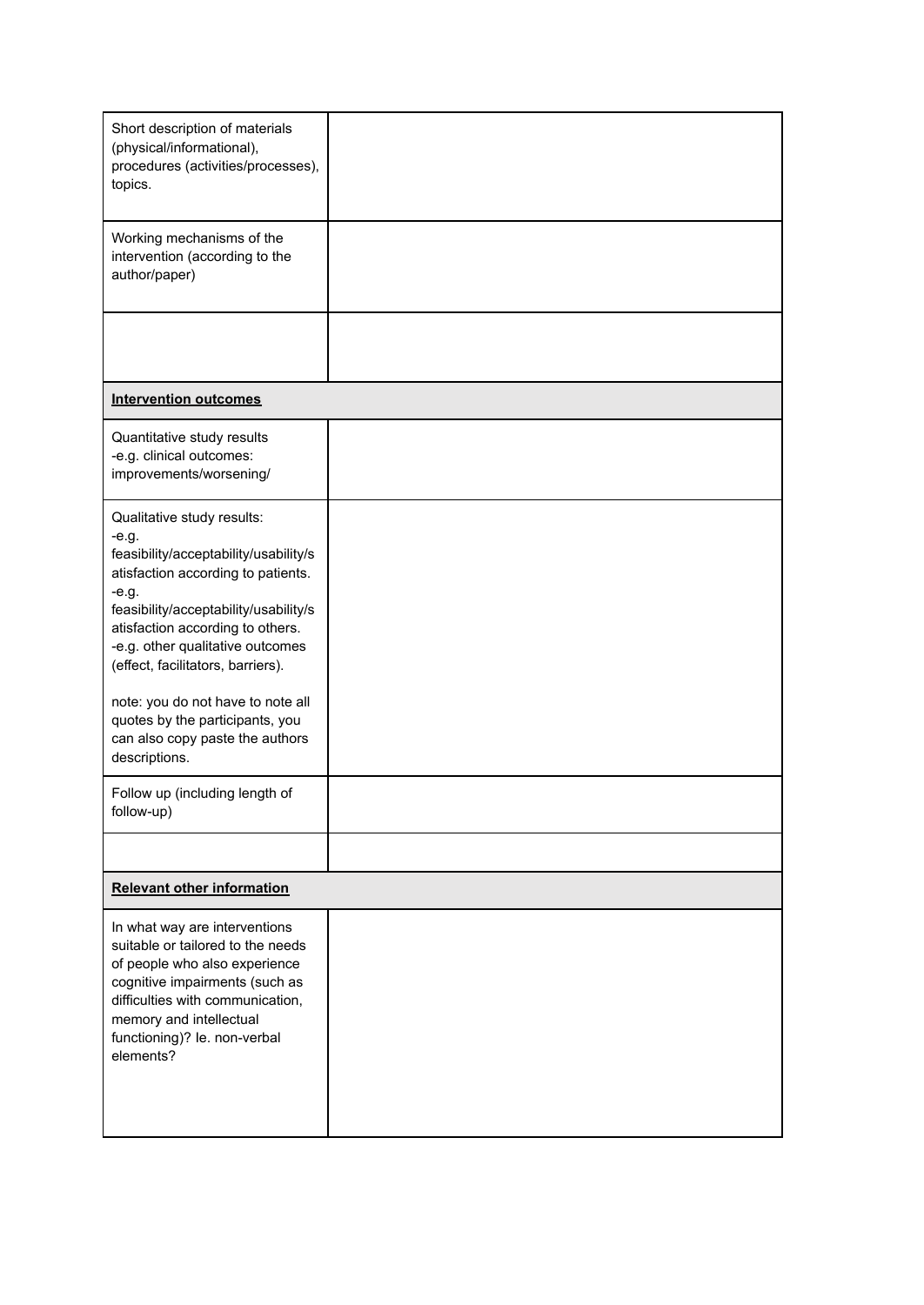| | |
|---|---|
| Short description of materials (physical/informational), procedures (activities/processes), topics. | |
| Working mechanisms of the intervention (according to the author/paper) | |
| | |
| **Intervention outcomes** | |
| Quantitative study results<br>-e.g. clinical outcomes: improvements/worsening/ | |
| Qualitative study results:<br>-e.g. feasibility/acceptability/usability/satisfaction according to patients.<br>-e.g. feasibility/acceptability/usability/satisfaction according to others.<br>-e.g. other qualitative outcomes (effect, facilitators, barriers).<br><br>note: you do not have to note all quotes by the participants, you can also copy paste the authors descriptions. | |
| Follow up (including length of follow-up) | |
| | |
| **Relevant other information** | |
| In what way are interventions suitable or tailored to the needs of people who also experience cognitive impairments (such as difficulties with communication, memory and intellectual functioning)? Ie. non-verbal elements? | |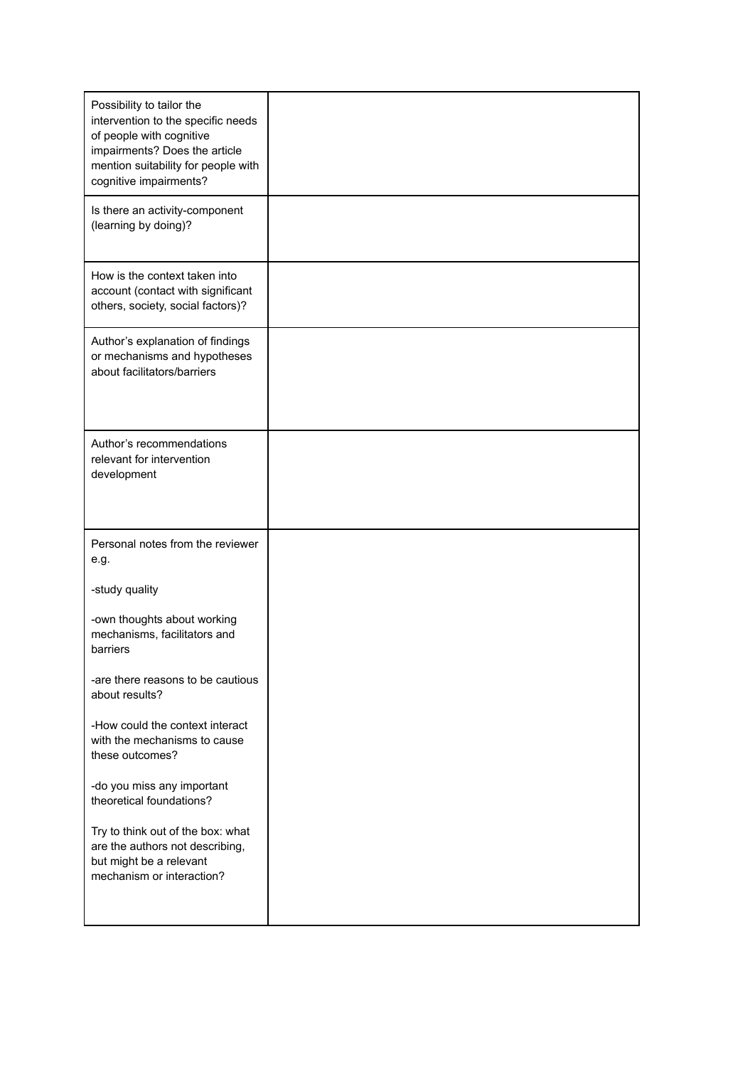| | |
|---|---|
| Possibility to tailor the intervention to the specific needs of people with cognitive impairments? Does the article mention suitability for people with cognitive impairments? | |
| Is there an activity-component (learning by doing)? | |
| How is the context taken into account (contact with significant others, society, social factors)? | |
| Author's explanation of findings or mechanisms and hypotheses about facilitators/barriers | |
| Author's recommendations relevant for intervention development | |
| Personal notes from the reviewer e.g.<br><br>-study quality<br><br>-own thoughts about working mechanisms, facilitators and barriers<br><br>-are there reasons to be cautious about results?<br><br>-How could the context interact with the mechanisms to cause these outcomes?<br><br>-do you miss any important theoretical foundations?<br><br>Try to think out of the box: what are the authors not describing, but might be a relevant mechanism or interaction? | |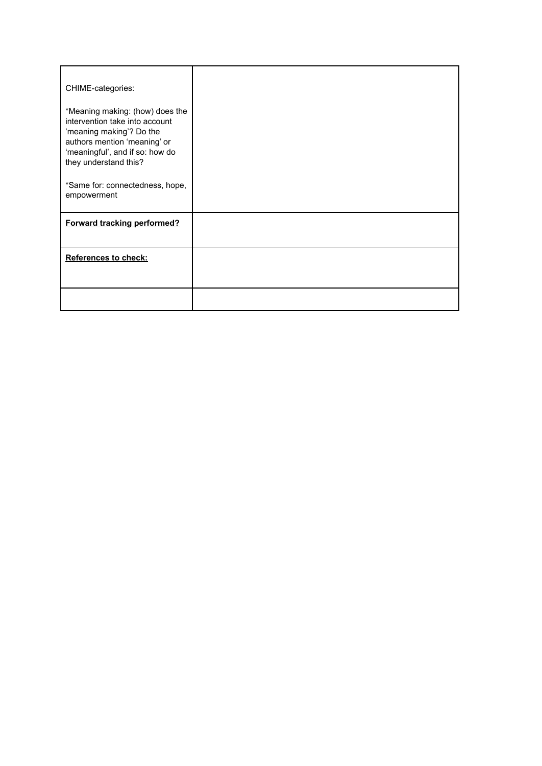| | |
| --- | --- |
| CHIME-categories:<br><br>*Meaning making: (how) does the intervention take into account 'meaning making'? Do the authors mention 'meaning' or 'meaningful', and if so: how do they understand this?<br><br>*Same for: connectedness, hope, empowerment | |
| <u>**Forward tracking performed?**</u> | |
| <u>**References to check:**</u> | |
| | |